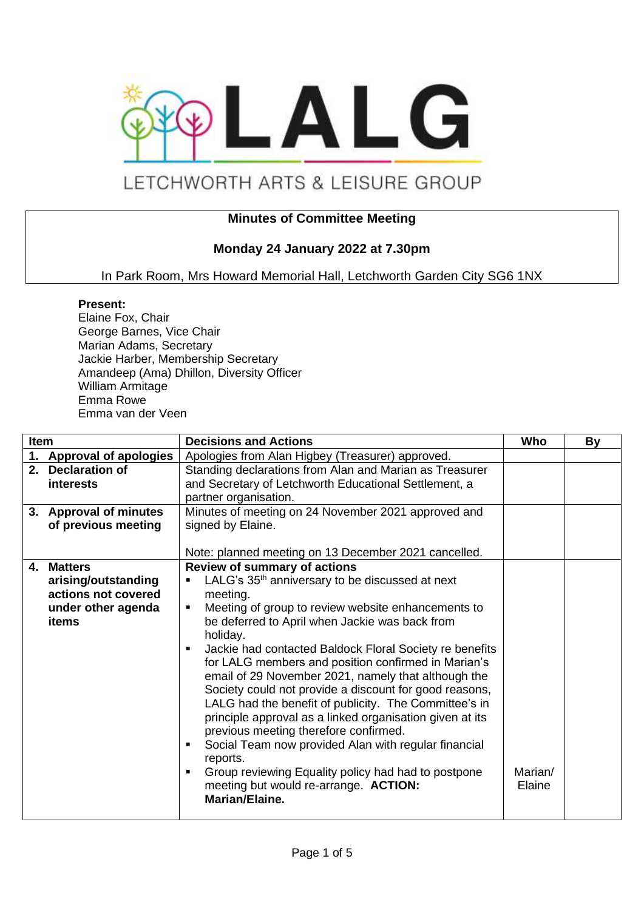# LALG

LETCHWORTH ARTS & LEISURE GROUP

## Minutes of Committee Meeting

### Monday 24 January 2022 at 7.30pm

In Park Room, Mrs Howard Memorial Hall, Letchworth Garden City SG6 1NX

**Present:**
Elaine Fox, Chair
George Barnes, Vice Chair
Marian Adams, Secretary
Jackie Harber, Membership Secretary
Amandeep (Ama) Dhillon, Diversity Officer
William Armitage
Emma Rowe
Emma van der Veen

| Item | Decisions and Actions | Who | By |
|---|---|---|---|
| **1. Approval of apologies** | Apologies from Alan Higbey (Treasurer) approved. | | |
| **2. Declaration of interests** | Standing declarations from Alan and Marian as Treasurer and Secretary of Letchworth Educational Settlement, a partner organisation. | | |
| **3. Approval of minutes of previous meeting** | Minutes of meeting on 24 November 2021 approved and signed by Elaine.<br><br>Note: planned meeting on 13 December 2021 cancelled. | | |
| **4. Matters arising/outstanding actions not covered under other agenda items** | **Review of summary of actions**<br>▪ LALG's 35th anniversary to be discussed at next meeting.<br>▪ Meeting of group to review website enhancements to be deferred to April when Jackie was back from holiday.<br>▪ Jackie had contacted Baldock Floral Society re benefits for LALG members and position confirmed in Marian's email of 29 November 2021, namely that although the Society could not provide a discount for good reasons, LALG had the benefit of publicity. The Committee's in principle approval as a linked organisation given at its previous meeting therefore confirmed.<br>▪ Social Team now provided Alan with regular financial reports.<br>▪ Group reviewing Equality policy had had to postpone meeting but would re-arrange. **ACTION: Marian/Elaine.** | Marian/ Elaine | |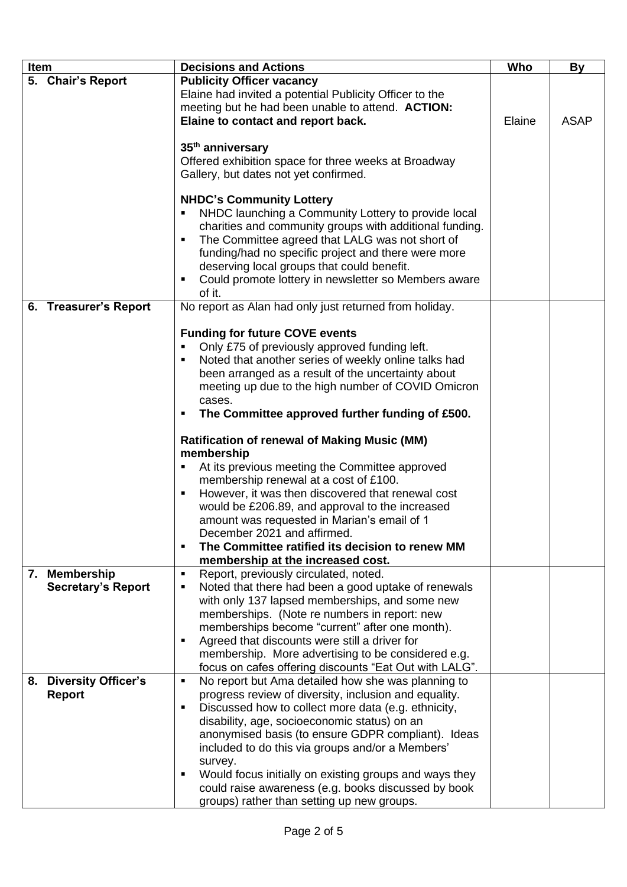| Item | Decisions and Actions | Who | By |
|---|---|---|---|
| 5. Chair's Report | **Publicity Officer vacancy**<br>Elaine had invited a potential Publicity Officer to the meeting but he had been unable to attend. **ACTION: Elaine to contact and report back.**<br><br>**35th anniversary**<br>Offered exhibition space for three weeks at Broadway Gallery, but dates not yet confirmed.<br><br>**NHDC's Community Lottery**<br>▪ NHDC launching a Community Lottery to provide local charities and community groups with additional funding.<br>▪ The Committee agreed that LALG was not short of funding/had no specific project and there were more deserving local groups that could benefit.<br>▪ Could promote lottery in newsletter so Members aware of it. | Elaine | ASAP |
| 6. Treasurer's Report | No report as Alan had only just returned from holiday.<br><br>**Funding for future COVE events**<br>▪ Only £75 of previously approved funding left.<br>▪ Noted that another series of weekly online talks had been arranged as a result of the uncertainty about meeting up due to the high number of COVID Omicron cases.<br>▪ **The Committee approved further funding of £500.**<br><br>**Ratification of renewal of Making Music (MM) membership**<br>▪ At its previous meeting the Committee approved membership renewal at a cost of £100.<br>▪ However, it was then discovered that renewal cost would be £206.89, and approval to the increased amount was requested in Marian's email of 1 December 2021 and affirmed.<br>▪ **The Committee ratified its decision to renew MM membership at the increased cost.** | | |
| 7. Membership Secretary's Report | ▪ Report, previously circulated, noted.<br>▪ Noted that there had been a good uptake of renewals with only 137 lapsed memberships, and some new memberships. (Note re numbers in report: new memberships become "current" after one month).<br>▪ Agreed that discounts were still a driver for membership. More advertising to be considered e.g. focus on cafes offering discounts "Eat Out with LALG". | | |
| 8. Diversity Officer's Report | ▪ No report but Ama detailed how she was planning to progress review of diversity, inclusion and equality.<br>▪ Discussed how to collect more data (e.g. ethnicity, disability, age, socioeconomic status) on an anonymised basis (to ensure GDPR compliant). Ideas included to do this via groups and/or a Members' survey.<br>▪ Would focus initially on existing groups and ways they could raise awareness (e.g. books discussed by book groups) rather than setting up new groups. | | |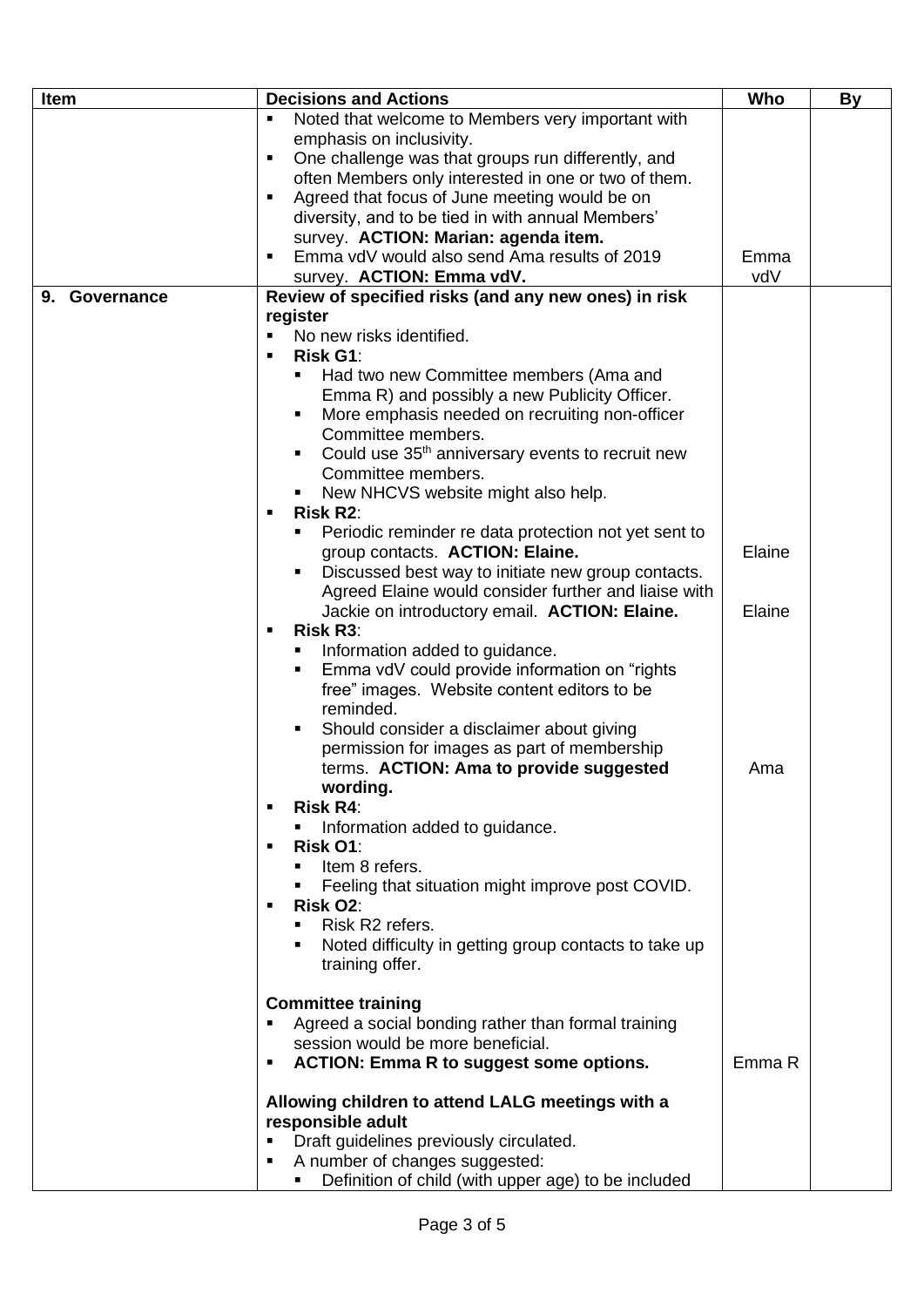| Item | Decisions and Actions | Who | By |
|---|---|---|---|
| | ▪ Noted that welcome to Members very important with emphasis on inclusivity.<br>▪ One challenge was that groups run differently, and often Members only interested in one or two of them.<br>▪ Agreed that focus of June meeting would be on diversity, and to be tied in with annual Members' survey. **ACTION: Marian: agenda item.**<br>▪ Emma vdV would also send Ama results of 2019 survey. **ACTION: Emma vdV.** | Emma vdV | |
| **9. Governance** | **Review of specified risks (and any new ones) in risk register**<br>▪ No new risks identified.<br>▪ **Risk G1**:<br>&nbsp;&nbsp;▪ Had two new Committee members (Ama and Emma R) and possibly a new Publicity Officer.<br>&nbsp;&nbsp;▪ More emphasis needed on recruiting non-officer Committee members.<br>&nbsp;&nbsp;▪ Could use 35th anniversary events to recruit new Committee members.<br>&nbsp;&nbsp;▪ New NHCVS website might also help.<br>▪ **Risk R2**:<br>&nbsp;&nbsp;▪ Periodic reminder re data protection not yet sent to group contacts. **ACTION: Elaine.**<br>&nbsp;&nbsp;▪ Discussed best way to initiate new group contacts. Agreed Elaine would consider further and liaise with Jackie on introductory email. **ACTION: Elaine.**<br>▪ **Risk R3**:<br>&nbsp;&nbsp;▪ Information added to guidance.<br>&nbsp;&nbsp;▪ Emma vdV could provide information on "rights free" images. Website content editors to be reminded.<br>&nbsp;&nbsp;▪ Should consider a disclaimer about giving permission for images as part of membership terms. **ACTION: Ama to provide suggested wording.**<br>▪ **Risk R4**:<br>&nbsp;&nbsp;▪ Information added to guidance.<br>▪ **Risk O1**:<br>&nbsp;&nbsp;▪ Item 8 refers.<br>&nbsp;&nbsp;▪ Feeling that situation might improve post COVID.<br>▪ **Risk O2**:<br>&nbsp;&nbsp;▪ Risk R2 refers.<br>&nbsp;&nbsp;▪ Noted difficulty in getting group contacts to take up training offer.<br><br>**Committee training**<br>▪ Agreed a social bonding rather than formal training session would be more beneficial.<br>▪ **ACTION: Emma R to suggest some options.**<br><br>**Allowing children to attend LALG meetings with a responsible adult**<br>▪ Draft guidelines previously circulated.<br>▪ A number of changes suggested:<br>&nbsp;&nbsp;▪ Definition of child (with upper age) to be included | Elaine<br><br>Elaine<br><br>Ama<br><br>Emma R | |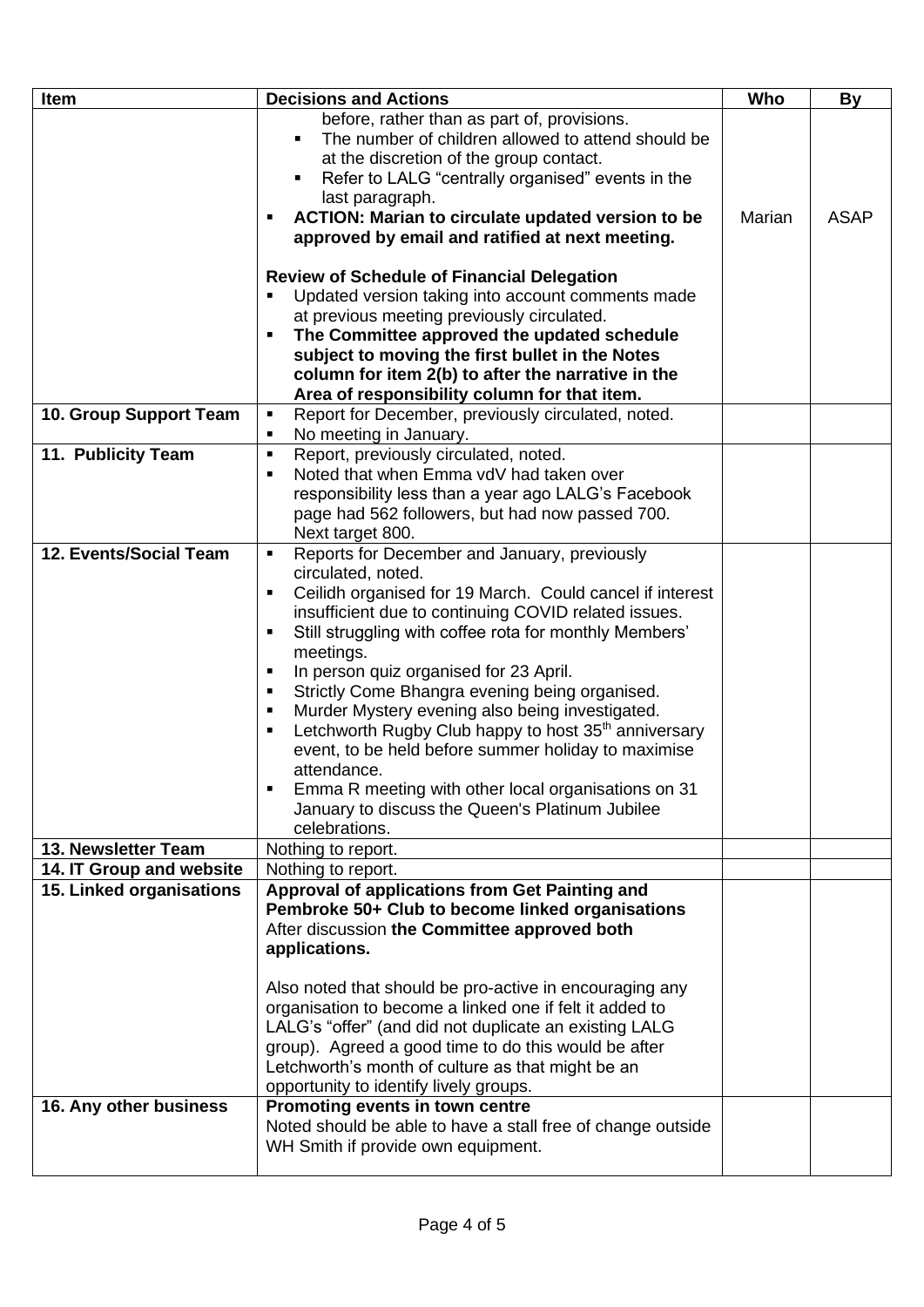| Item | Decisions and Actions | Who | By |
|---|---|---|---|
| | before, rather than as part of, provisions.<br>▪ The number of children allowed to attend should be at the discretion of the group contact.<br>▪ Refer to LALG "centrally organised" events in the last paragraph.<br>▪ **ACTION: Marian to circulate updated version to be approved by email and ratified at next meeting.**<br><br>**Review of Schedule of Financial Delegation**<br>▪ Updated version taking into account comments made at previous meeting previously circulated.<br>▪ **The Committee approved the updated schedule subject to moving the first bullet in the Notes column for item 2(b) to after the narrative in the Area of responsibility column for that item.** | Marian | ASAP |
| **10. Group Support Team** | ▪ Report for December, previously circulated, noted.<br>▪ No meeting in January. | | |
| **11. Publicity Team** | ▪ Report, previously circulated, noted.<br>▪ Noted that when Emma vdV had taken over responsibility less than a year ago LALG's Facebook page had 562 followers, but had now passed 700. Next target 800. | | |
| **12. Events/Social Team** | ▪ Reports for December and January, previously circulated, noted.<br>▪ Ceilidh organised for 19 March. Could cancel if interest insufficient due to continuing COVID related issues.<br>▪ Still struggling with coffee rota for monthly Members' meetings.<br>▪ In person quiz organised for 23 April.<br>▪ Strictly Come Bhangra evening being organised.<br>▪ Murder Mystery evening also being investigated.<br>▪ Letchworth Rugby Club happy to host 35th anniversary event, to be held before summer holiday to maximise attendance.<br>▪ Emma R meeting with other local organisations on 31 January to discuss the Queen's Platinum Jubilee celebrations. | | |
| **13. Newsletter Team** | Nothing to report. | | |
| **14. IT Group and website** | Nothing to report. | | |
| **15. Linked organisations** | **Approval of applications from Get Painting and Pembroke 50+ Club to become linked organisations**<br>After discussion **the Committee approved both applications.**<br><br>Also noted that should be pro-active in encouraging any organisation to become a linked one if felt it added to LALG's "offer" (and did not duplicate an existing LALG group). Agreed a good time to do this would be after Letchworth's month of culture as that might be an opportunity to identify lively groups. | | |
| **16. Any other business** | **Promoting events in town centre**<br>Noted should be able to have a stall free of change outside WH Smith if provide own equipment. | | |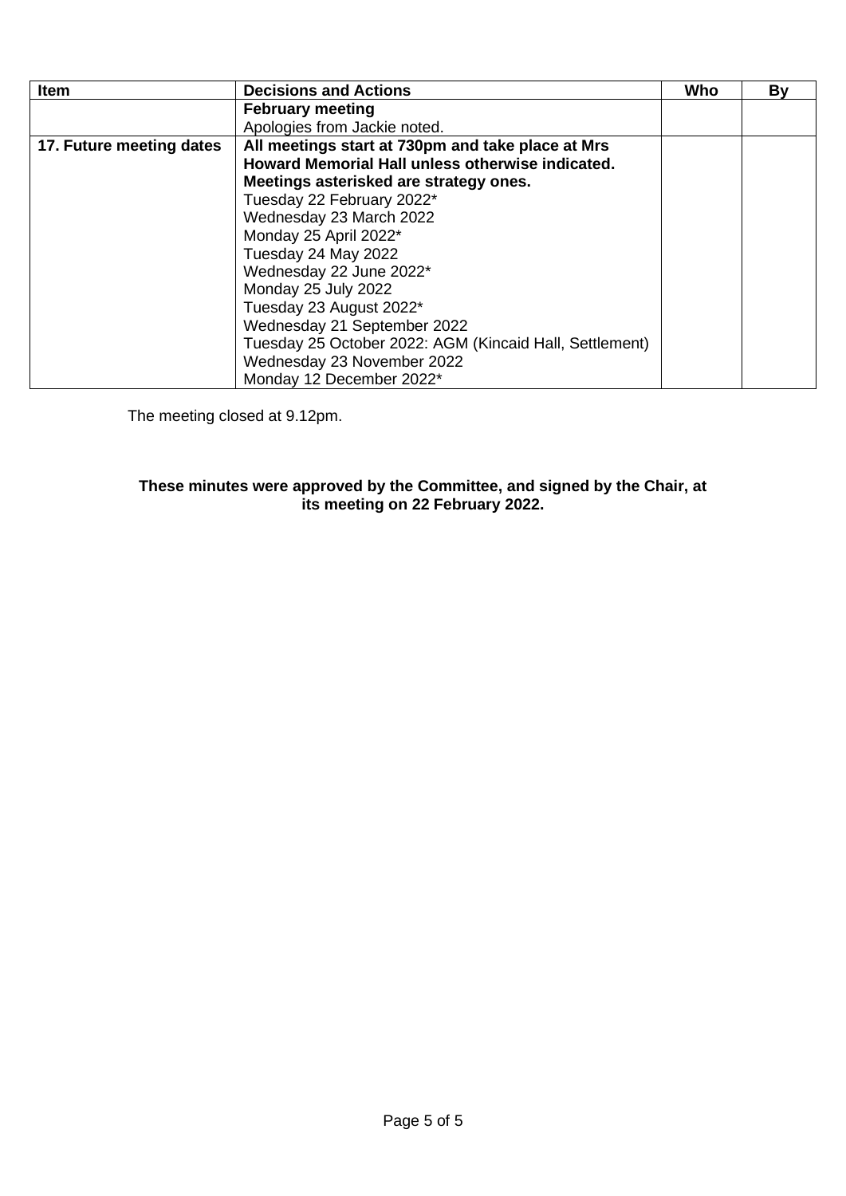| Item | Decisions and Actions | Who | By |
|---|---|---|---|
| | **February meeting**<br>Apologies from Jackie noted. | | |
| **17. Future meeting dates** | **All meetings start at 730pm and take place at Mrs Howard Memorial Hall unless otherwise indicated. Meetings asterisked are strategy ones.**<br>Tuesday 22 February 2022*<br>Wednesday 23 March 2022<br>Monday 25 April 2022*<br>Tuesday 24 May 2022<br>Wednesday 22 June 2022*<br>Monday 25 July 2022<br>Tuesday 23 August 2022*<br>Wednesday 21 September 2022<br>Tuesday 25 October 2022: AGM (Kincaid Hall, Settlement)<br>Wednesday 23 November 2022<br>Monday 12 December 2022* | | |

The meeting closed at 9.12pm.

**These minutes were approved by the Committee, and signed by the Chair, at its meeting on 22 February 2022.**